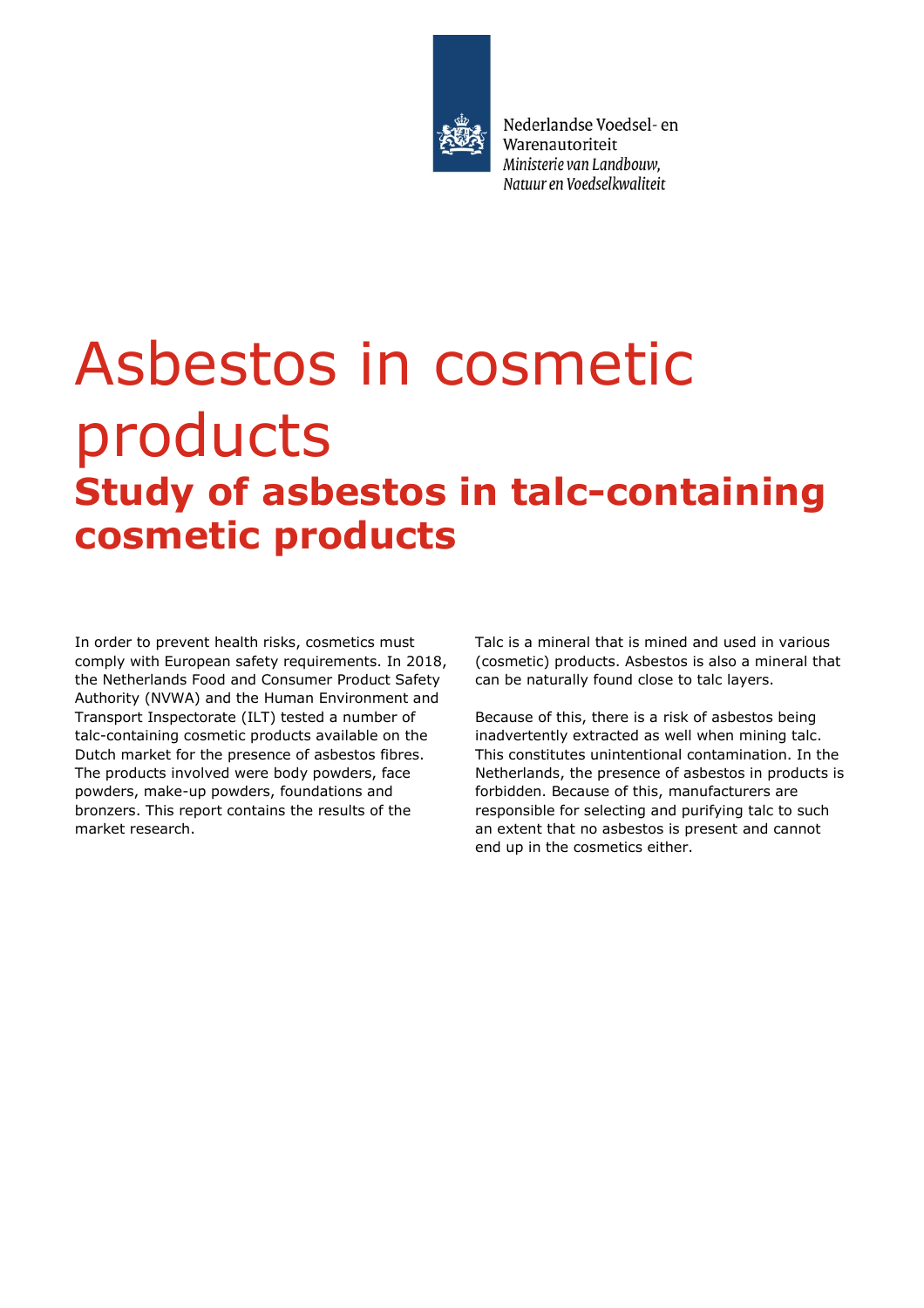Nederlandse Voedsel- en Warenautoriteit
*Ministerie van Landbouw, Natuur en Voedselkwaliteit*

# Asbestos in cosmetic products

## Study of asbestos in talc-containing cosmetic products

In order to prevent health risks, cosmetics must comply with European safety requirements. In 2018, the Netherlands Food and Consumer Product Safety Authority (NVWA) and the Human Environment and Transport Inspectorate (ILT) tested a number of talc-containing cosmetic products available on the Dutch market for the presence of asbestos fibres. The products involved were body powders, face powders, make-up powders, foundations and bronzers. This report contains the results of the market research.

Talc is a mineral that is mined and used in various (cosmetic) products. Asbestos is also a mineral that can be naturally found close to talc layers.

Because of this, there is a risk of asbestos being inadvertently extracted as well when mining talc. This constitutes unintentional contamination. In the Netherlands, the presence of asbestos in products is forbidden. Because of this, manufacturers are responsible for selecting and purifying talc to such an extent that no asbestos is present and cannot end up in the cosmetics either.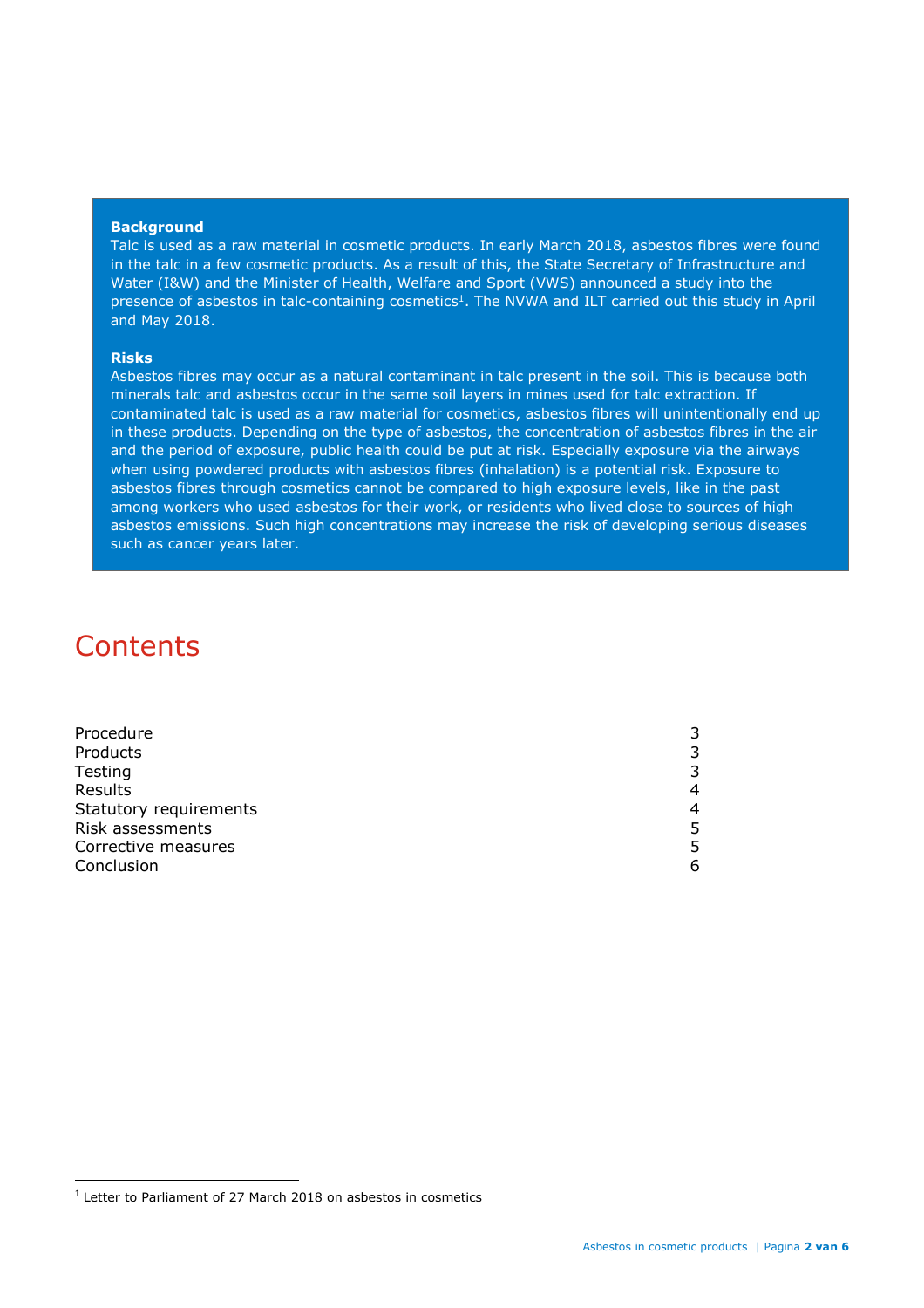**Background**

Talc is used as a raw material in cosmetic products. In early March 2018, asbestos fibres were found in the talc in a few cosmetic products. As a result of this, the State Secretary of Infrastructure and Water (I&W) and the Minister of Health, Welfare and Sport (VWS) announced a study into the presence of asbestos in talc-containing cosmetics[1]. The NVWA and ILT carried out this study in April and May 2018.

**Risks**

Asbestos fibres may occur as a natural contaminant in talc present in the soil. This is because both minerals talc and asbestos occur in the same soil layers in mines used for talc extraction. If contaminated talc is used as a raw material for cosmetics, asbestos fibres will unintentionally end up in these products. Depending on the type of asbestos, the concentration of asbestos fibres in the air and the period of exposure, public health could be put at risk. Especially exposure via the airways when using powdered products with asbestos fibres (inhalation) is a potential risk. Exposure to asbestos fibres through cosmetics cannot be compared to high exposure levels, like in the past among workers who used asbestos for their work, or residents who lived close to sources of high asbestos emissions. Such high concentrations may increase the risk of developing serious diseases such as cancer years later.

# Contents

| | |
|---|---|
| Procedure | 3 |
| Products | 3 |
| Testing | 3 |
| Results | 4 |
| Statutory requirements | 4 |
| Risk assessments | 5 |
| Corrective measures | 5 |
| Conclusion | 6 |

[1] Letter to Parliament of 27 March 2018 on asbestos in cosmetics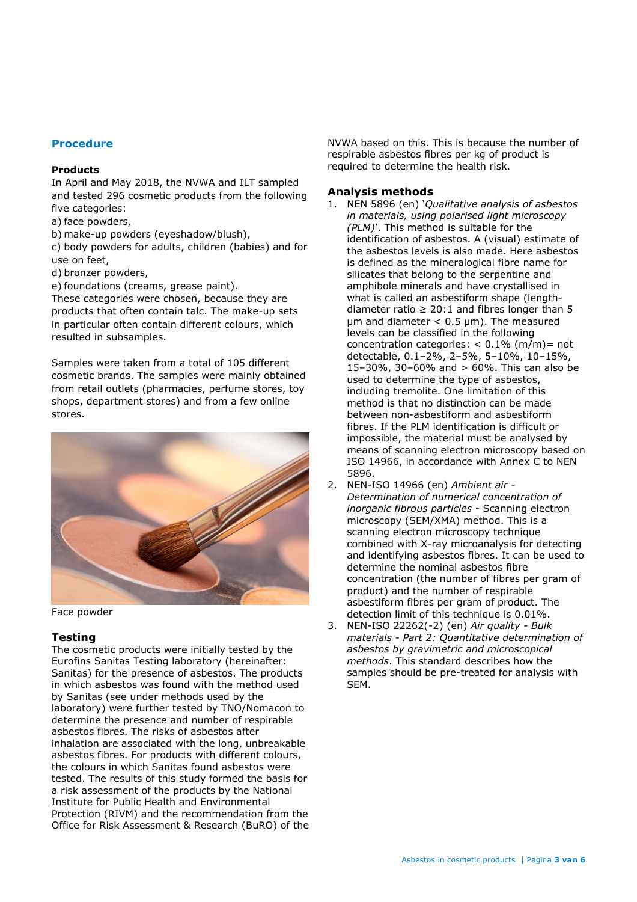## Procedure

### Products

In April and May 2018, the NVWA and ILT sampled and tested 296 cosmetic products from the following five categories:

a) face powders,
b) make-up powders (eyeshadow/blush),
c) body powders for adults, children (babies) and for use on feet,
d) bronzer powders,
e) foundations (creams, grease paint).

These categories were chosen, because they are products that often contain talc. The make-up sets in particular often contain different colours, which resulted in subsamples.

Samples were taken from a total of 105 different cosmetic brands. The samples were mainly obtained from retail outlets (pharmacies, perfume stores, toy shops, department stores) and from a few online stores.

Face powder

### Testing

The cosmetic products were initially tested by the Eurofins Sanitas Testing laboratory (hereinafter: Sanitas) for the presence of asbestos. The products in which asbestos was found with the method used by Sanitas (see under methods used by the laboratory) were further tested by TNO/Nomacon to determine the presence and number of respirable asbestos fibres. The risks of asbestos after inhalation are associated with the long, unbreakable asbestos fibres. For products with different colours, the colours in which Sanitas found asbestos were tested. The results of this study formed the basis for a risk assessment of the products by the National Institute for Public Health and Environmental Protection (RIVM) and the recommendation from the Office for Risk Assessment & Research (BuRO) of the NVWA based on this. This is because the number of respirable asbestos fibres per kg of product is required to determine the health risk.

### Analysis methods

1. NEN 5896 (en) '*Qualitative analysis of asbestos in materials, using polarised light microscopy (PLM)*'. This method is suitable for the identification of asbestos. A (visual) estimate of the asbestos levels is also made. Here asbestos is defined as the mineralogical fibre name for silicates that belong to the serpentine and amphibole minerals and have crystallised in what is called an asbestiform shape (length-diameter ratio ≥ 20:1 and fibres longer than 5 µm and diameter < 0.5 µm). The measured levels can be classified in the following concentration categories: < 0.1% (m/m)= not detectable, 0.1–2%, 2–5%, 5–10%, 10–15%, 15–30%, 30–60% and > 60%. This can also be used to determine the type of asbestos, including tremolite. One limitation of this method is that no distinction can be made between non-asbestiform and asbestiform fibres. If the PLM identification is difficult or impossible, the material must be analysed by means of scanning electron microscopy based on ISO 14966, in accordance with Annex C to NEN 5896.
2. NEN-ISO 14966 (en) *Ambient air - Determination of numerical concentration of inorganic fibrous particles* - Scanning electron microscopy (SEM/XMA) method. This is a scanning electron microscopy technique combined with X-ray microanalysis for detecting and identifying asbestos fibres. It can be used to determine the nominal asbestos fibre concentration (the number of fibres per gram of product) and the number of respirable asbestiform fibres per gram of product. The detection limit of this technique is 0.01%.
3. NEN-ISO 22262(-2) (en) *Air quality - Bulk materials - Part 2: Quantitative determination of asbestos by gravimetric and microscopical methods*. This standard describes how the samples should be pre-treated for analysis with SEM.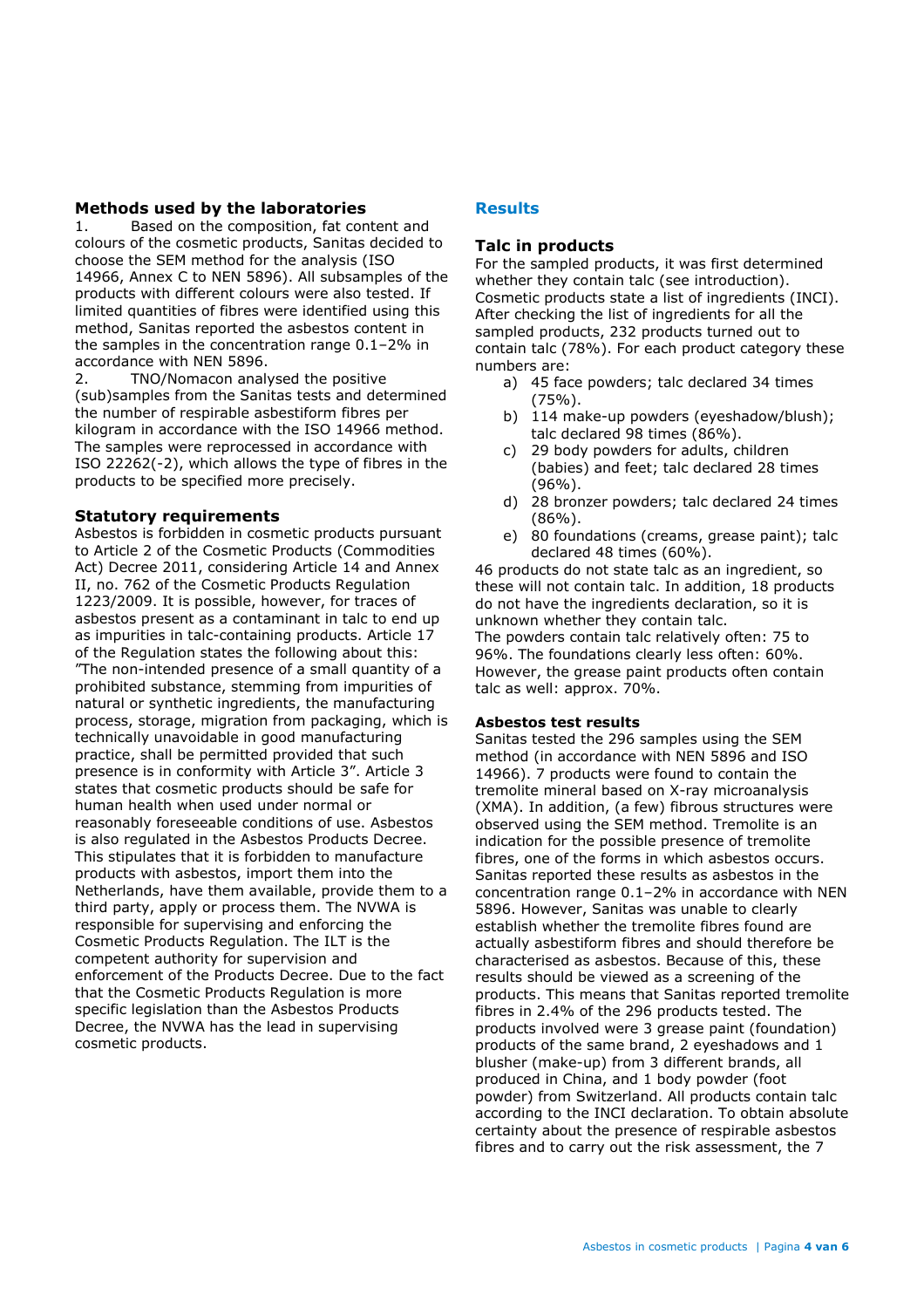### Methods used by the laboratories

1. Based on the composition, fat content and colours of the cosmetic products, Sanitas decided to choose the SEM method for the analysis (ISO 14966, Annex C to NEN 5896). All subsamples of the products with different colours were also tested. If limited quantities of fibres were identified using this method, Sanitas reported the asbestos content in the samples in the concentration range 0.1–2% in accordance with NEN 5896.
2. TNO/Nomacon analysed the positive (sub)samples from the Sanitas tests and determined the number of respirable asbestiform fibres per kilogram in accordance with the ISO 14966 method. The samples were reprocessed in accordance with ISO 22262(-2), which allows the type of fibres in the products to be specified more precisely.

### Statutory requirements

Asbestos is forbidden in cosmetic products pursuant to Article 2 of the Cosmetic Products (Commodities Act) Decree 2011, considering Article 14 and Annex II, no. 762 of the Cosmetic Products Regulation 1223/2009. It is possible, however, for traces of asbestos present as a contaminant in talc to end up as impurities in talc-containing products. Article 17 of the Regulation states the following about this: "The non-intended presence of a small quantity of a prohibited substance, stemming from impurities of natural or synthetic ingredients, the manufacturing process, storage, migration from packaging, which is technically unavoidable in good manufacturing practice, shall be permitted provided that such presence is in conformity with Article 3". Article 3 states that cosmetic products should be safe for human health when used under normal or reasonably foreseeable conditions of use. Asbestos is also regulated in the Asbestos Products Decree. This stipulates that it is forbidden to manufacture products with asbestos, import them into the Netherlands, have them available, provide them to a third party, apply or process them. The NVWA is responsible for supervising and enforcing the Cosmetic Products Regulation. The ILT is the competent authority for supervision and enforcement of the Products Decree. Due to the fact that the Cosmetic Products Regulation is more specific legislation than the Asbestos Products Decree, the NVWA has the lead in supervising cosmetic products.

## Results

### Talc in products

For the sampled products, it was first determined whether they contain talc (see introduction). Cosmetic products state a list of ingredients (INCI). After checking the list of ingredients for all the sampled products, 232 products turned out to contain talc (78%). For each product category these numbers are:

a) 45 face powders; talc declared 34 times (75%).
b) 114 make-up powders (eyeshadow/blush); talc declared 98 times (86%).
c) 29 body powders for adults, children (babies) and feet; talc declared 28 times (96%).
d) 28 bronzer powders; talc declared 24 times (86%).
e) 80 foundations (creams, grease paint); talc declared 48 times (60%).

46 products do not state talc as an ingredient, so these will not contain talc. In addition, 18 products do not have the ingredients declaration, so it is unknown whether they contain talc.
The powders contain talc relatively often: 75 to 96%. The foundations clearly less often: 60%. However, the grease paint products often contain talc as well: approx. 70%.

#### Asbestos test results

Sanitas tested the 296 samples using the SEM method (in accordance with NEN 5896 and ISO 14966). 7 products were found to contain the tremolite mineral based on X-ray microanalysis (XMA). In addition, (a few) fibrous structures were observed using the SEM method. Tremolite is an indication for the possible presence of tremolite fibres, one of the forms in which asbestos occurs. Sanitas reported these results as asbestos in the concentration range 0.1–2% in accordance with NEN 5896. However, Sanitas was unable to clearly establish whether the tremolite fibres found are actually asbestiform fibres and should therefore be characterised as asbestos. Because of this, these results should be viewed as a screening of the products. This means that Sanitas reported tremolite fibres in 2.4% of the 296 products tested. The products involved were 3 grease paint (foundation) products of the same brand, 2 eyeshadows and 1 blusher (make-up) from 3 different brands, all produced in China, and 1 body powder (foot powder) from Switzerland. All products contain talc according to the INCI declaration. To obtain absolute certainty about the presence of respirable asbestos fibres and to carry out the risk assessment, the 7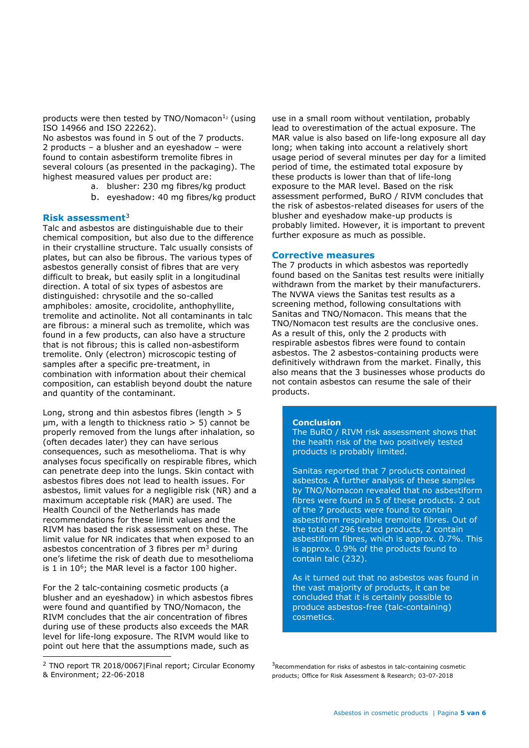products were then tested by TNO/Nomacon[1,2] (using ISO 14966 and ISO 22262).
No asbestos was found in 5 out of the 7 products. 2 products – a blusher and an eyeshadow – were found to contain asbestiform tremolite fibres in several colours (as presented in the packaging). The highest measured values per product are:

a. blusher: 230 mg fibres/kg product
b. eyeshadow: 40 mg fibres/kg product

## Risk assessment[3]

Talc and asbestos are distinguishable due to their chemical composition, but also due to the difference in their crystalline structure. Talc usually consists of plates, but can also be fibrous. The various types of asbestos generally consist of fibres that are very difficult to break, but easily split in a longitudinal direction. A total of six types of asbestos are distinguished: chrysotile and the so-called amphiboles: amosite, crocidolite, anthophyllite, tremolite and actinolite. Not all contaminants in talc are fibrous: a mineral such as tremolite, which was found in a few products, can also have a structure that is not fibrous; this is called non-asbestiform tremolite. Only (electron) microscopic testing of samples after a specific pre-treatment, in combination with information about their chemical composition, can establish beyond doubt the nature and quantity of the contaminant.

Long, strong and thin asbestos fibres (length > 5 µm, with a length to thickness ratio > 5) cannot be properly removed from the lungs after inhalation, so (often decades later) they can have serious consequences, such as mesothelioma. That is why analyses focus specifically on respirable fibres, which can penetrate deep into the lungs. Skin contact with asbestos fibres does not lead to health issues. For asbestos, limit values for a negligible risk (NR) and a maximum acceptable risk (MAR) are used. The Health Council of the Netherlands has made recommendations for these limit values and the RIVM has based the risk assessment on these. The limit value for NR indicates that when exposed to an asbestos concentration of 3 fibres per $m^3$ during one's lifetime the risk of death due to mesothelioma is 1 in $10^6$; the MAR level is a factor 100 higher.

For the 2 talc-containing cosmetic products (a blusher and an eyeshadow) in which asbestos fibres were found and quantified by TNO/Nomacon, the RIVM concludes that the air concentration of fibres during use of these products also exceeds the MAR level for life-long exposure. The RIVM would like to point out here that the assumptions made, such as use in a small room without ventilation, probably lead to overestimation of the actual exposure. The MAR value is also based on life-long exposure all day long; when taking into account a relatively short usage period of several minutes per day for a limited period of time, the estimated total exposure by these products is lower than that of life-long exposure to the MAR level. Based on the risk assessment performed, BuRO / RIVM concludes that the risk of asbestos-related diseases for users of the blusher and eyeshadow make-up products is probably limited. However, it is important to prevent further exposure as much as possible.

## Corrective measures

The 7 products in which asbestos was reportedly found based on the Sanitas test results were initially withdrawn from the market by their manufacturers. The NVWA views the Sanitas test results as a screening method, following consultations with Sanitas and TNO/Nomacon. This means that the TNO/Nomacon test results are the conclusive ones. As a result of this, only the 2 products with respirable asbestos fibres were found to contain asbestos. The 2 asbestos-containing products were definitively withdrawn from the market. Finally, this also means that the 3 businesses whose products do not contain asbestos can resume the sale of their products.

> **Conclusion**
> The BuRO / RIVM risk assessment shows that the health risk of the two positively tested products is probably limited.
>
> Sanitas reported that 7 products contained asbestos. A further analysis of these samples by TNO/Nomacon revealed that no asbestiform fibres were found in 5 of these products. 2 out of the 7 products were found to contain asbestiform respirable tremolite fibres. Out of the total of 296 tested products, 2 contain asbestiform fibres, which is approx. 0.7%. This is approx. 0.9% of the products found to contain talc (232).
>
> As it turned out that no asbestos was found in the vast majority of products, it can be concluded that it is certainly possible to produce asbestos-free (talc-containing) cosmetics.

---

[2] TNO report TR 2018/0067|Final report; Circular Economy & Environment; 22-06-2018

[3] Recommendation for risks of asbestos in talc-containing cosmetic products; Office for Risk Assessment & Research; 03-07-2018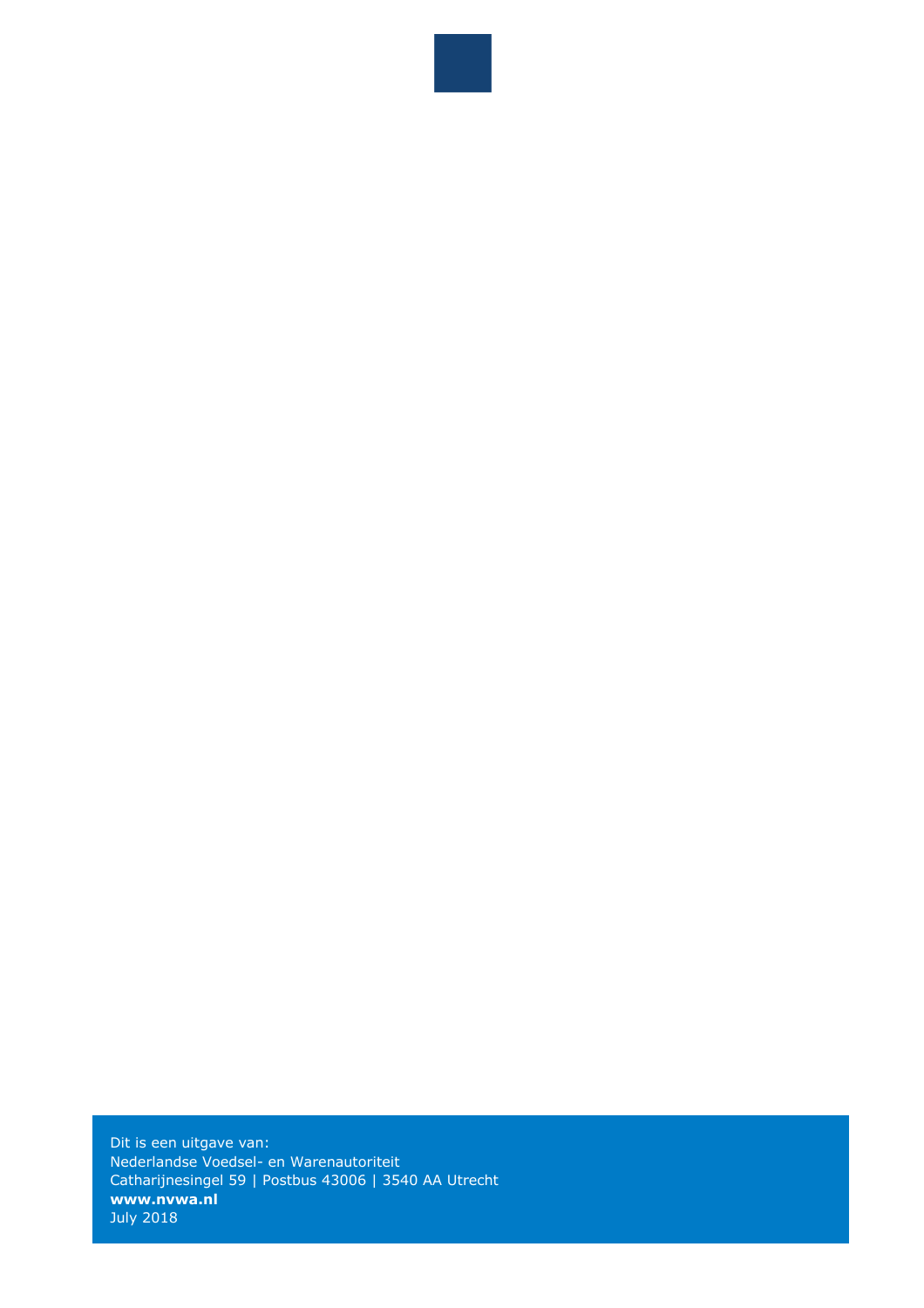Dit is een uitgave van:
Nederlandse Voedsel- en Warenautoriteit
Catharijnesingel 59 | Postbus 43006 | 3540 AA Utrecht
**www.nvwa.nl**
July 2018